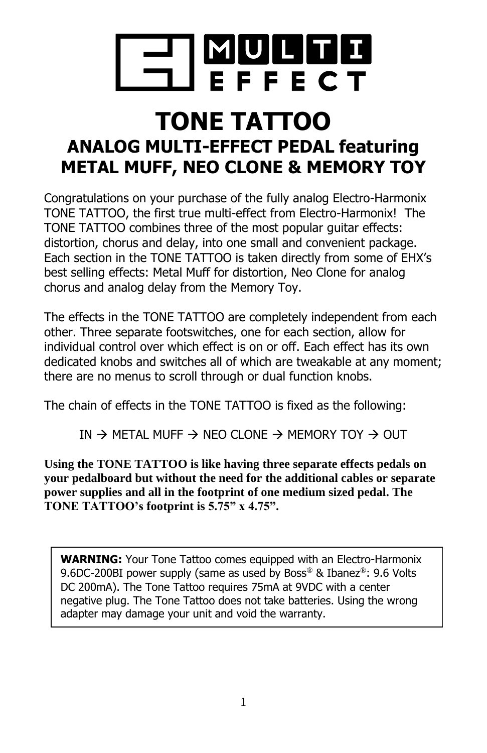MULTI EFFECT

# TONE TATTOO

## ANALOG MULTI-EFFECT PEDAL featuring METAL MUFF, NEO CLONE & MEMORY TOY

Congratulations on your purchase of the fully analog Electro-Harmonix TONE TATTOO, the first true multi-effect from Electro-Harmonix! The TONE TATTOO combines three of the most popular guitar effects: distortion, chorus and delay, into one small and convenient package. Each section in the TONE TATTOO is taken directly from some of EHX's best selling effects: Metal Muff for distortion, Neo Clone for analog chorus and analog delay from the Memory Toy.

The effects in the TONE TATTOO are completely independent from each other. Three separate footswitches, one for each section, allow for individual control over which effect is on or off. Each effect has its own dedicated knobs and switches all of which are tweakable at any moment; there are no menus to scroll through or dual function knobs.

The chain of effects in the TONE TATTOO is fixed as the following:

IN → METAL MUFF → NEO CLONE → MEMORY TOY → OUT

**Using the TONE TATTOO is like having three separate effects pedals on your pedalboard but without the need for the additional cables or separate power supplies and all in the footprint of one medium sized pedal. The TONE TATTOO's footprint is 5.75" x 4.75".**

**WARNING:** Your Tone Tattoo comes equipped with an Electro-Harmonix 9.6DC-200BI power supply (same as used by Boss® & Ibanez®: 9.6 Volts DC 200mA). The Tone Tattoo requires 75mA at 9VDC with a center negative plug. The Tone Tattoo does not take batteries. Using the wrong adapter may damage your unit and void the warranty.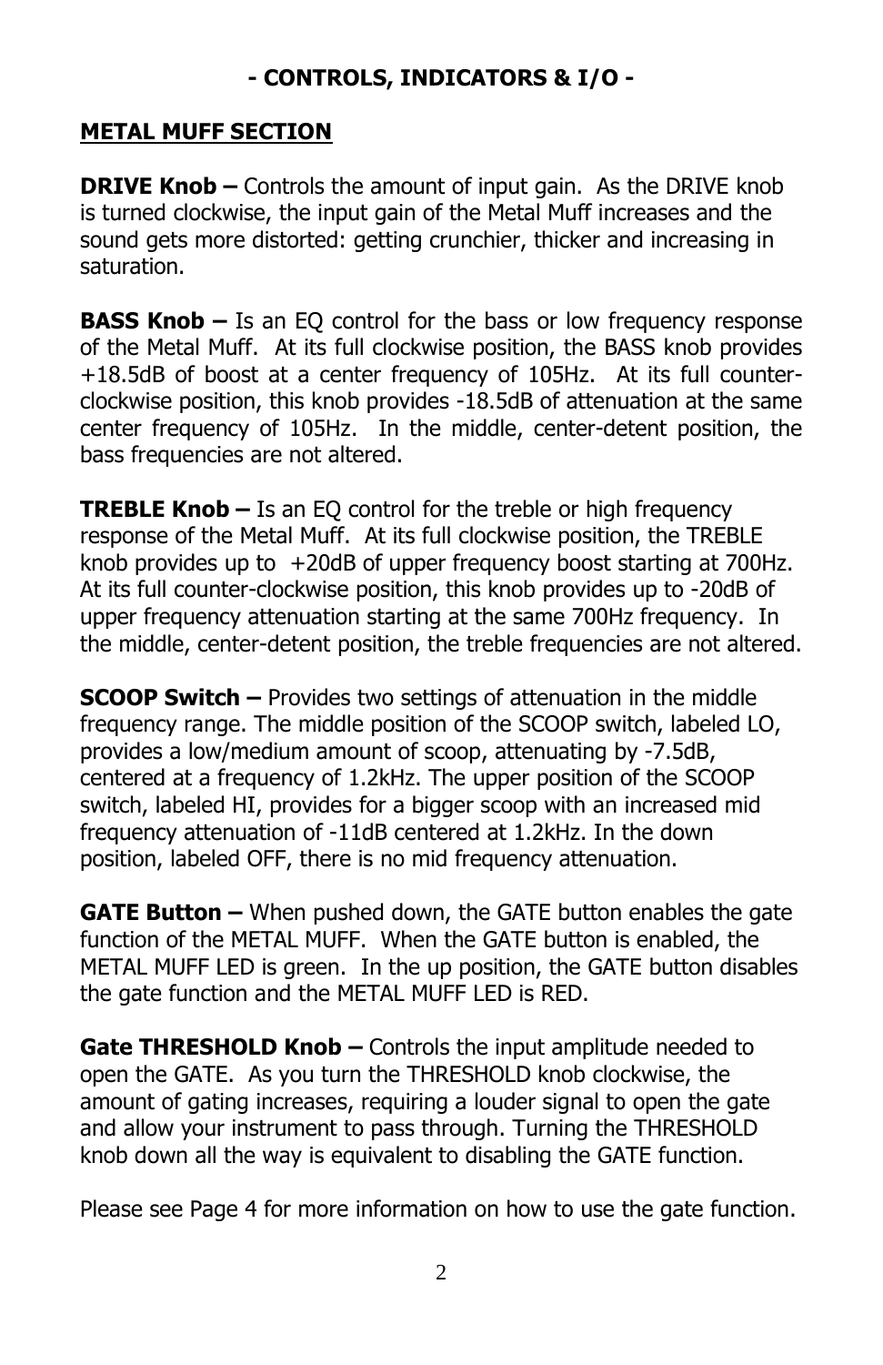# - CONTROLS, INDICATORS & I/O -

## METAL MUFF SECTION

**DRIVE Knob –** Controls the amount of input gain. As the DRIVE knob is turned clockwise, the input gain of the Metal Muff increases and the sound gets more distorted: getting crunchier, thicker and increasing in saturation.

**BASS Knob –** Is an EQ control for the bass or low frequency response of the Metal Muff. At its full clockwise position, the BASS knob provides +18.5dB of boost at a center frequency of 105Hz. At its full counter-clockwise position, this knob provides -18.5dB of attenuation at the same center frequency of 105Hz. In the middle, center-detent position, the bass frequencies are not altered.

**TREBLE Knob –** Is an EQ control for the treble or high frequency response of the Metal Muff. At its full clockwise position, the TREBLE knob provides up to +20dB of upper frequency boost starting at 700Hz. At its full counter-clockwise position, this knob provides up to -20dB of upper frequency attenuation starting at the same 700Hz frequency. In the middle, center-detent position, the treble frequencies are not altered.

**SCOOP Switch –** Provides two settings of attenuation in the middle frequency range. The middle position of the SCOOP switch, labeled LO, provides a low/medium amount of scoop, attenuating by -7.5dB, centered at a frequency of 1.2kHz. The upper position of the SCOOP switch, labeled HI, provides for a bigger scoop with an increased mid frequency attenuation of -11dB centered at 1.2kHz. In the down position, labeled OFF, there is no mid frequency attenuation.

**GATE Button –** When pushed down, the GATE button enables the gate function of the METAL MUFF. When the GATE button is enabled, the METAL MUFF LED is green. In the up position, the GATE button disables the gate function and the METAL MUFF LED is RED.

**Gate THRESHOLD Knob –** Controls the input amplitude needed to open the GATE. As you turn the THRESHOLD knob clockwise, the amount of gating increases, requiring a louder signal to open the gate and allow your instrument to pass through. Turning the THRESHOLD knob down all the way is equivalent to disabling the GATE function.

Please see Page 4 for more information on how to use the gate function.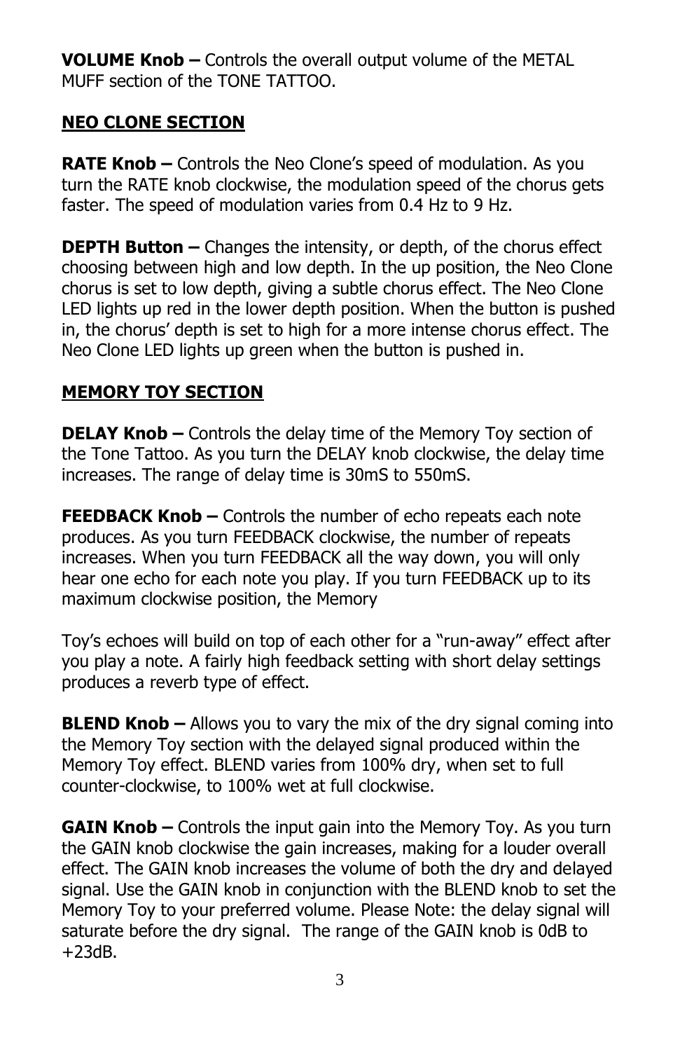**VOLUME Knob –** Controls the overall output volume of the METAL MUFF section of the TONE TATTOO.

## NEO CLONE SECTION

**RATE Knob –** Controls the Neo Clone's speed of modulation. As you turn the RATE knob clockwise, the modulation speed of the chorus gets faster. The speed of modulation varies from 0.4 Hz to 9 Hz.

**DEPTH Button –** Changes the intensity, or depth, of the chorus effect choosing between high and low depth. In the up position, the Neo Clone chorus is set to low depth, giving a subtle chorus effect. The Neo Clone LED lights up red in the lower depth position. When the button is pushed in, the chorus' depth is set to high for a more intense chorus effect. The Neo Clone LED lights up green when the button is pushed in.

## MEMORY TOY SECTION

**DELAY Knob –** Controls the delay time of the Memory Toy section of the Tone Tattoo. As you turn the DELAY knob clockwise, the delay time increases. The range of delay time is 30mS to 550mS.

**FEEDBACK Knob –** Controls the number of echo repeats each note produces. As you turn FEEDBACK clockwise, the number of repeats increases. When you turn FEEDBACK all the way down, you will only hear one echo for each note you play. If you turn FEEDBACK up to its maximum clockwise position, the Memory

Toy's echoes will build on top of each other for a "run-away" effect after you play a note. A fairly high feedback setting with short delay settings produces a reverb type of effect.

**BLEND Knob –** Allows you to vary the mix of the dry signal coming into the Memory Toy section with the delayed signal produced within the Memory Toy effect. BLEND varies from 100% dry, when set to full counter-clockwise, to 100% wet at full clockwise.

**GAIN Knob –** Controls the input gain into the Memory Toy. As you turn the GAIN knob clockwise the gain increases, making for a louder overall effect. The GAIN knob increases the volume of both the dry and delayed signal. Use the GAIN knob in conjunction with the BLEND knob to set the Memory Toy to your preferred volume. Please Note: the delay signal will saturate before the dry signal. The range of the GAIN knob is 0dB to +23dB.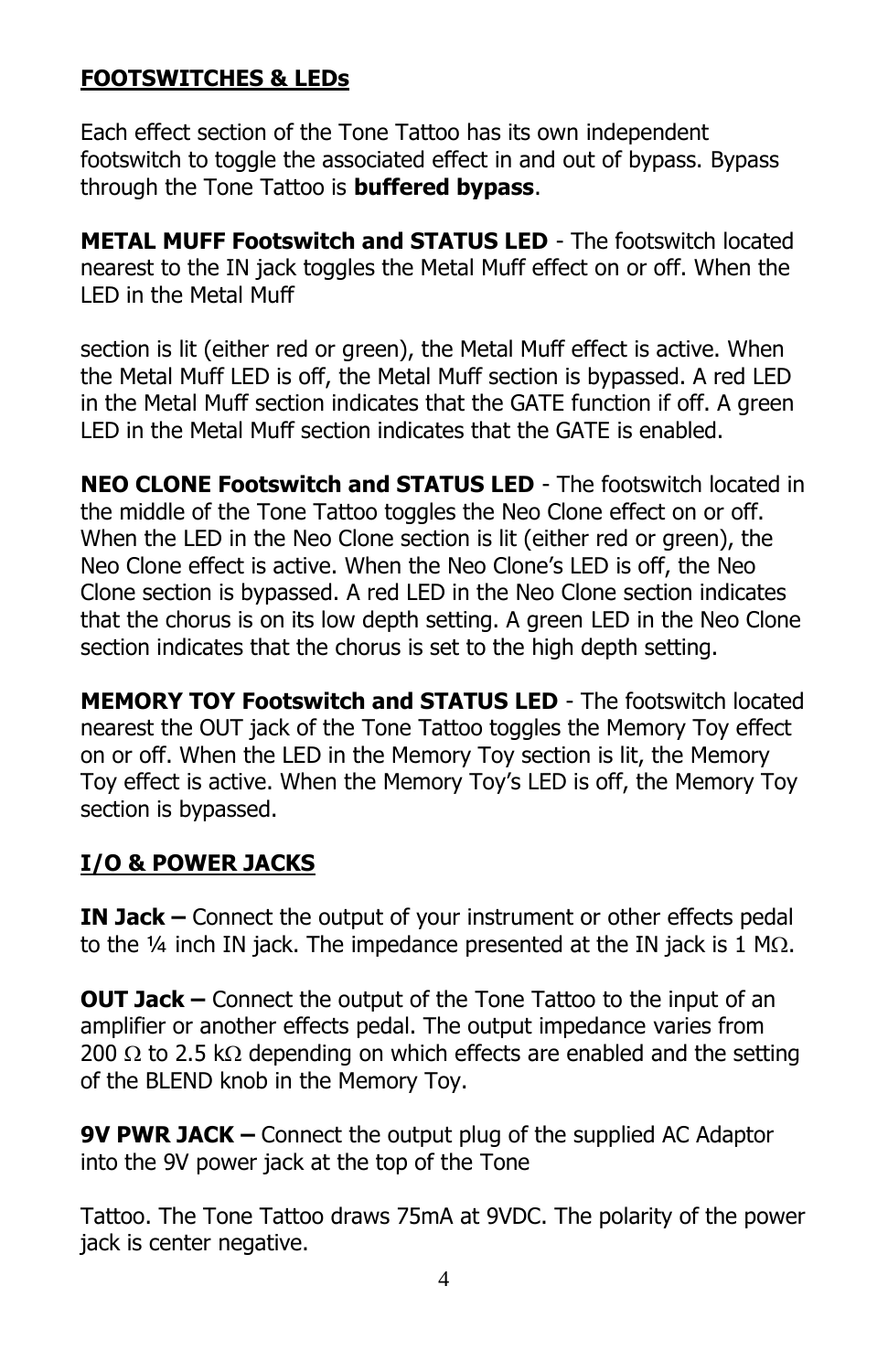## FOOTSWITCHES & LEDs

Each effect section of the Tone Tattoo has its own independent footswitch to toggle the associated effect in and out of bypass. Bypass through the Tone Tattoo is **buffered bypass**.

**METAL MUFF Footswitch and STATUS LED** - The footswitch located nearest to the IN jack toggles the Metal Muff effect on or off. When the LED in the Metal Muff

section is lit (either red or green), the Metal Muff effect is active. When the Metal Muff LED is off, the Metal Muff section is bypassed. A red LED in the Metal Muff section indicates that the GATE function if off. A green LED in the Metal Muff section indicates that the GATE is enabled.

**NEO CLONE Footswitch and STATUS LED** - The footswitch located in the middle of the Tone Tattoo toggles the Neo Clone effect on or off. When the LED in the Neo Clone section is lit (either red or green), the Neo Clone effect is active. When the Neo Clone's LED is off, the Neo Clone section is bypassed. A red LED in the Neo Clone section indicates that the chorus is on its low depth setting. A green LED in the Neo Clone section indicates that the chorus is set to the high depth setting.

**MEMORY TOY Footswitch and STATUS LED** - The footswitch located nearest the OUT jack of the Tone Tattoo toggles the Memory Toy effect on or off. When the LED in the Memory Toy section is lit, the Memory Toy effect is active. When the Memory Toy's LED is off, the Memory Toy section is bypassed.

## I/O & POWER JACKS

**IN Jack –** Connect the output of your instrument or other effects pedal to the ¼ inch IN jack. The impedance presented at the IN jack is 1 MΩ.

**OUT Jack –** Connect the output of the Tone Tattoo to the input of an amplifier or another effects pedal. The output impedance varies from 200 Ω to 2.5 kΩ depending on which effects are enabled and the setting of the BLEND knob in the Memory Toy.

**9V PWR JACK –** Connect the output plug of the supplied AC Adaptor into the 9V power jack at the top of the Tone

Tattoo. The Tone Tattoo draws 75mA at 9VDC. The polarity of the power jack is center negative.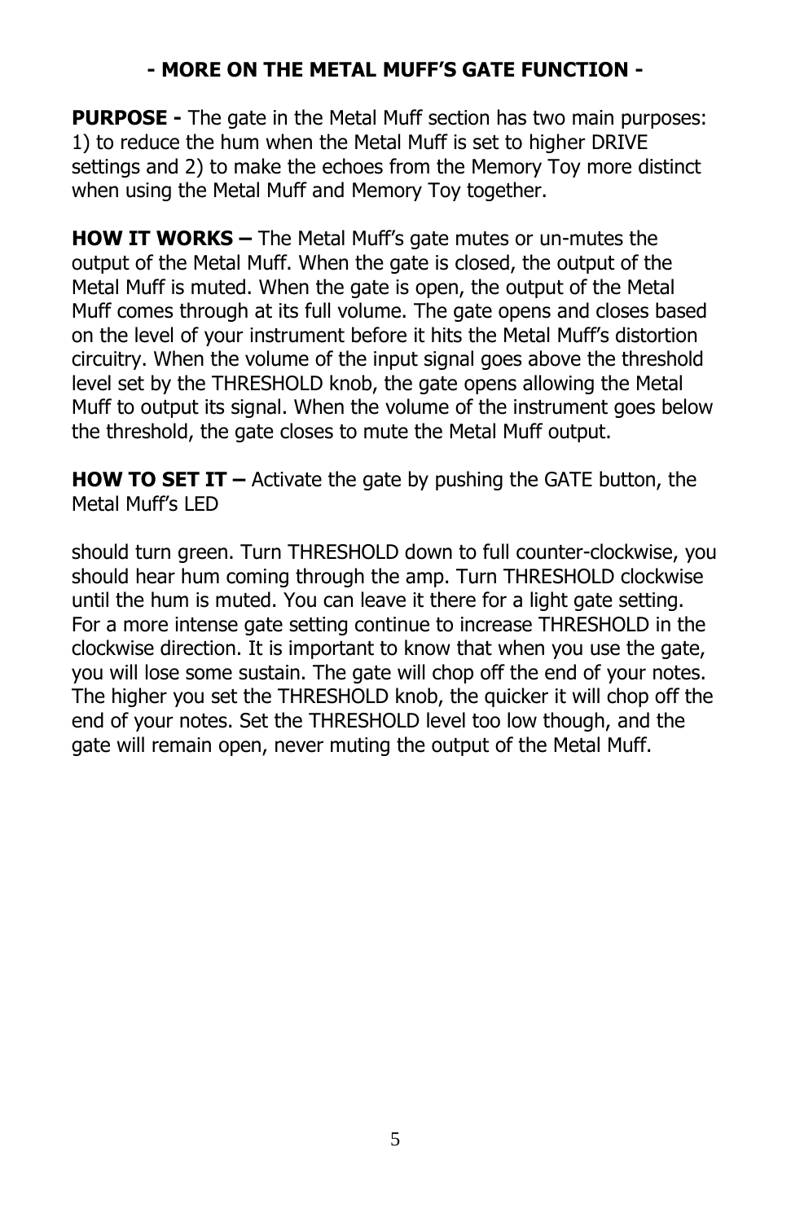## - MORE ON THE METAL MUFF'S GATE FUNCTION -

**PURPOSE -** The gate in the Metal Muff section has two main purposes: 1) to reduce the hum when the Metal Muff is set to higher DRIVE settings and 2) to make the echoes from the Memory Toy more distinct when using the Metal Muff and Memory Toy together.

**HOW IT WORKS –** The Metal Muff's gate mutes or un-mutes the output of the Metal Muff. When the gate is closed, the output of the Metal Muff is muted. When the gate is open, the output of the Metal Muff comes through at its full volume. The gate opens and closes based on the level of your instrument before it hits the Metal Muff's distortion circuitry. When the volume of the input signal goes above the threshold level set by the THRESHOLD knob, the gate opens allowing the Metal Muff to output its signal. When the volume of the instrument goes below the threshold, the gate closes to mute the Metal Muff output.

**HOW TO SET IT –** Activate the gate by pushing the GATE button, the Metal Muff's LED

should turn green. Turn THRESHOLD down to full counter-clockwise, you should hear hum coming through the amp. Turn THRESHOLD clockwise until the hum is muted. You can leave it there for a light gate setting. For a more intense gate setting continue to increase THRESHOLD in the clockwise direction. It is important to know that when you use the gate, you will lose some sustain. The gate will chop off the end of your notes. The higher you set the THRESHOLD knob, the quicker it will chop off the end of your notes. Set the THRESHOLD level too low though, and the gate will remain open, never muting the output of the Metal Muff.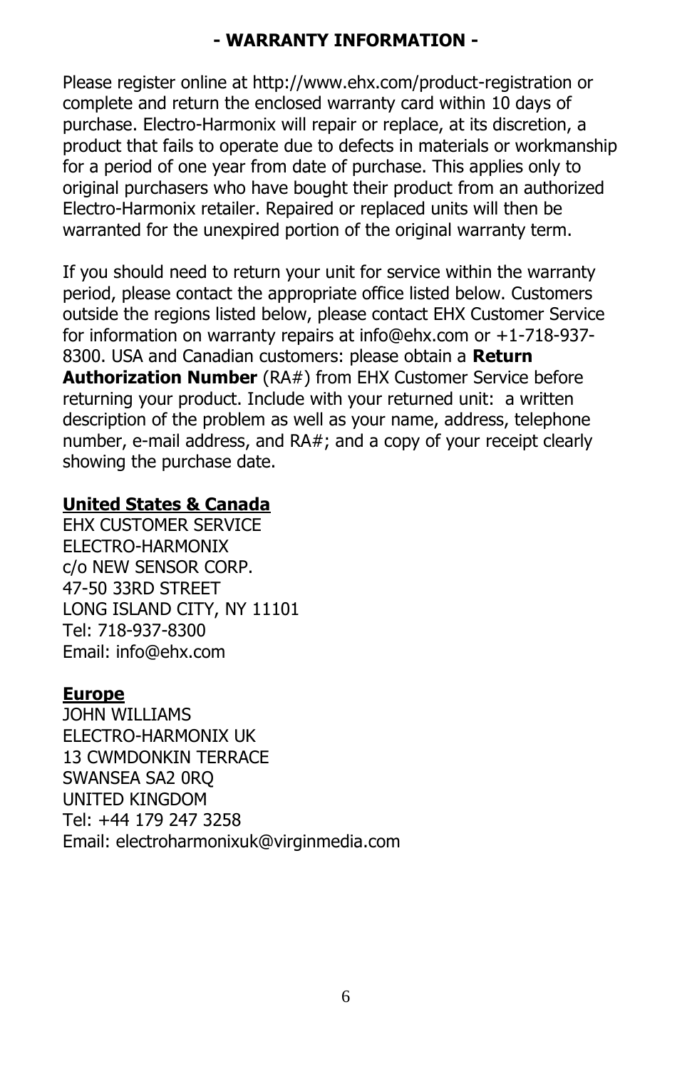## - WARRANTY INFORMATION -

Please register online at http://www.ehx.com/product-registration or complete and return the enclosed warranty card within 10 days of purchase. Electro-Harmonix will repair or replace, at its discretion, a product that fails to operate due to defects in materials or workmanship for a period of one year from date of purchase. This applies only to original purchasers who have bought their product from an authorized Electro-Harmonix retailer. Repaired or replaced units will then be warranted for the unexpired portion of the original warranty term.

If you should need to return your unit for service within the warranty period, please contact the appropriate office listed below. Customers outside the regions listed below, please contact EHX Customer Service for information on warranty repairs at info@ehx.com or +1-718-937-8300. USA and Canadian customers: please obtain a **Return Authorization Number** (RA#) from EHX Customer Service before returning your product. Include with your returned unit: a written description of the problem as well as your name, address, telephone number, e-mail address, and RA#; and a copy of your receipt clearly showing the purchase date.

**United States & Canada**

EHX CUSTOMER SERVICE
ELECTRO-HARMONIX
c/o NEW SENSOR CORP.
47-50 33RD STREET
LONG ISLAND CITY, NY 11101
Tel: 718-937-8300
Email: info@ehx.com

**Europe**

JOHN WILLIAMS
ELECTRO-HARMONIX UK
13 CWMDONKIN TERRACE
SWANSEA SA2 0RQ
UNITED KINGDOM
Tel: +44 179 247 3258
Email: electroharmonixuk@virginmedia.com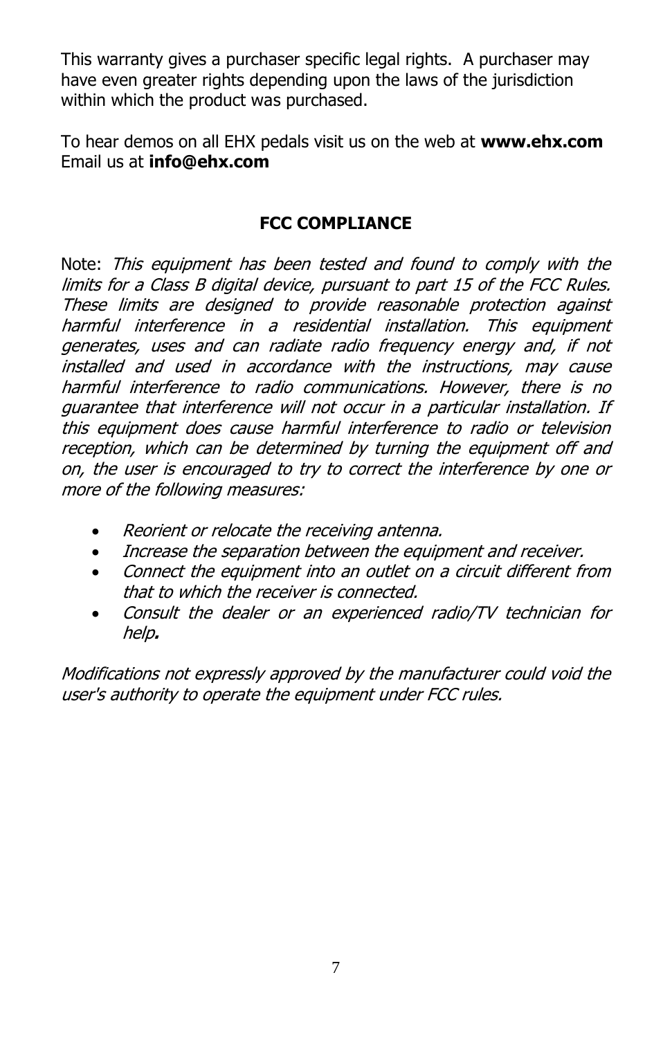This warranty gives a purchaser specific legal rights. A purchaser may have even greater rights depending upon the laws of the jurisdiction within which the product was purchased.

To hear demos on all EHX pedals visit us on the web at **www.ehx.com**
Email us at **info@ehx.com**

## FCC COMPLIANCE

Note: *This equipment has been tested and found to comply with the limits for a Class B digital device, pursuant to part 15 of the FCC Rules. These limits are designed to provide reasonable protection against harmful interference in a residential installation. This equipment generates, uses and can radiate radio frequency energy and, if not installed and used in accordance with the instructions, may cause harmful interference to radio communications. However, there is no guarantee that interference will not occur in a particular installation. If this equipment does cause harmful interference to radio or television reception, which can be determined by turning the equipment off and on, the user is encouraged to try to correct the interference by one or more of the following measures:*

- *Reorient or relocate the receiving antenna.*
- *Increase the separation between the equipment and receiver.*
- *Connect the equipment into an outlet on a circuit different from that to which the receiver is connected.*
- *Consult the dealer or an experienced radio/TV technician for help.*

*Modifications not expressly approved by the manufacturer could void the user's authority to operate the equipment under FCC rules.*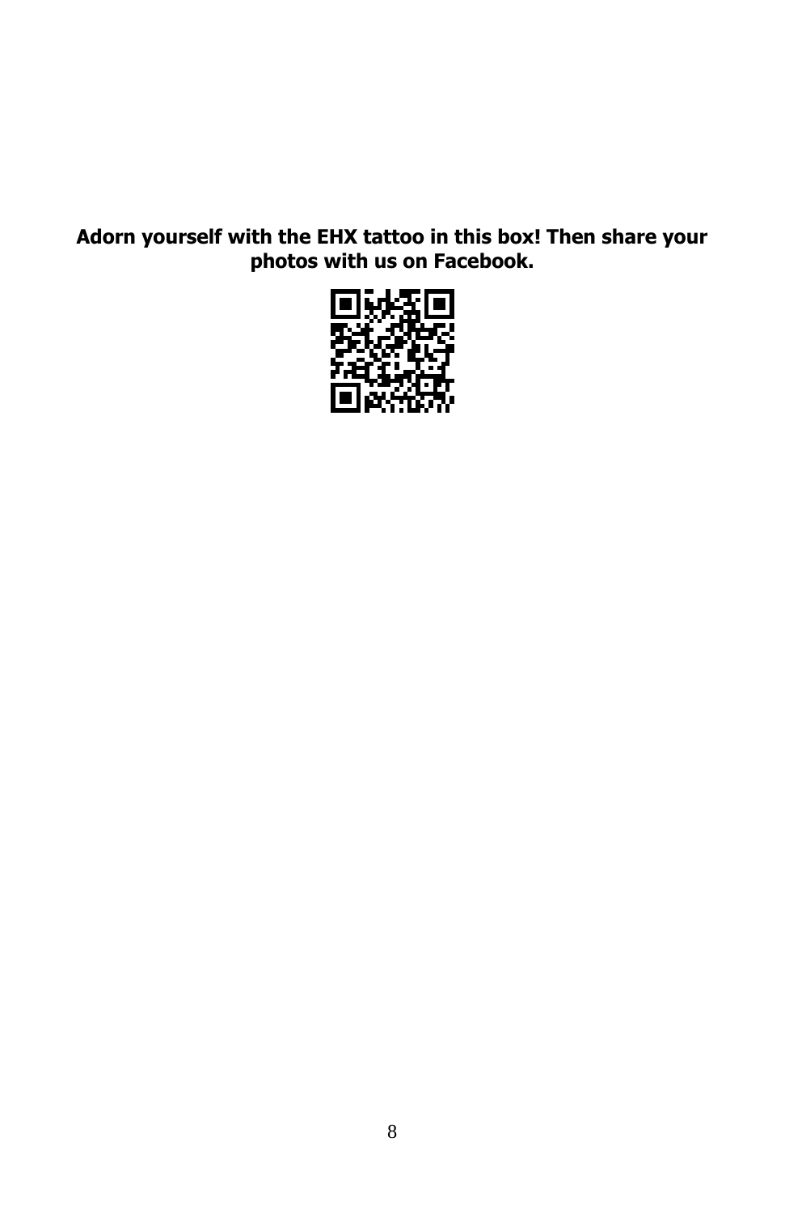**Adorn yourself with the EHX tattoo in this box! Then share your photos with us on Facebook.**